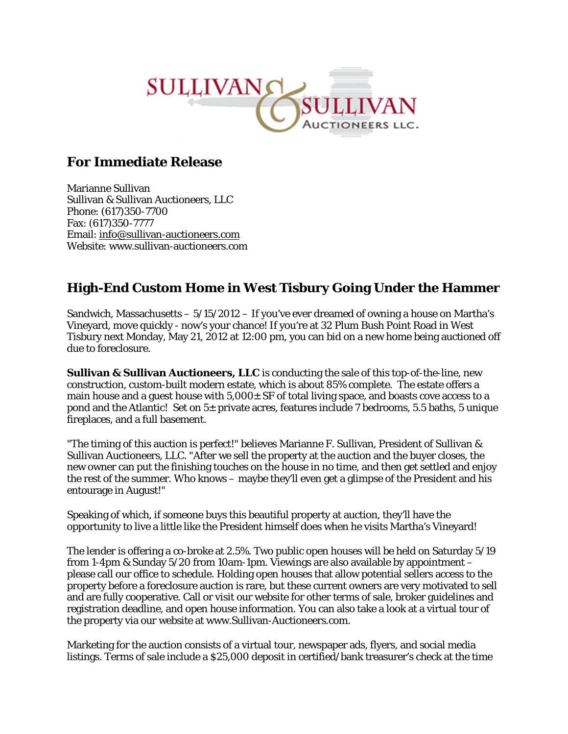SULLIVAN & SULLIVAN AUCTIONEERS LLC.

## For Immediate Release

Marianne Sullivan
Sullivan & Sullivan Auctioneers, LLC
Phone: (617)350-7700
Fax: (617)350-7777
Email: info@sullivan-auctioneers.com
Website: www.sullivan-auctioneers.com

## High-End Custom Home in West Tisbury Going Under the Hammer

Sandwich, Massachusetts – 5/15/2012 – If you've ever dreamed of owning a house on Martha's Vineyard, move quickly - now's your chance! If you're at 32 Plum Bush Point Road in West Tisbury next Monday, May 21, 2012 at 12:00 pm, you can bid on a new home being auctioned off due to foreclosure.

**Sullivan & Sullivan Auctioneers, LLC** is conducting the sale of this top-of-the-line, new construction, custom-built modern estate, which is about 85% complete. The estate offers a main house and a guest house with 5,000± SF of total living space, and boasts cove access to a pond and the Atlantic! Set on 5± private acres, features include 7 bedrooms, 5.5 baths, 5 unique fireplaces, and a full basement.

"The timing of this auction is perfect!" believes Marianne F. Sullivan, President of Sullivan & Sullivan Auctioneers, LLC. "After we sell the property at the auction and the buyer closes, the new owner can put the finishing touches on the house in no time, and then get settled and enjoy the rest of the summer. Who knows – maybe they'll even get a glimpse of the President and his entourage in August!"

Speaking of which, if someone buys this beautiful property at auction, they'll have the opportunity to live a little like the President himself does when he visits Martha's Vineyard!

The lender is offering a co-broke at 2.5%. Two public open houses will be held on Saturday 5/19 from 1-4pm & Sunday 5/20 from 10am-1pm. Viewings are also available by appointment – please call our office to schedule. Holding open houses that allow potential sellers access to the property before a foreclosure auction is rare, but these current owners are very motivated to sell and are fully cooperative. Call or visit our website for other terms of sale, broker guidelines and registration deadline, and open house information. You can also take a look at a virtual tour of the property via our website at www.Sullivan-Auctioneers.com.

Marketing for the auction consists of a virtual tour, newspaper ads, flyers, and social media listings. Terms of sale include a $25,000 deposit in certified/bank treasurer's check at the time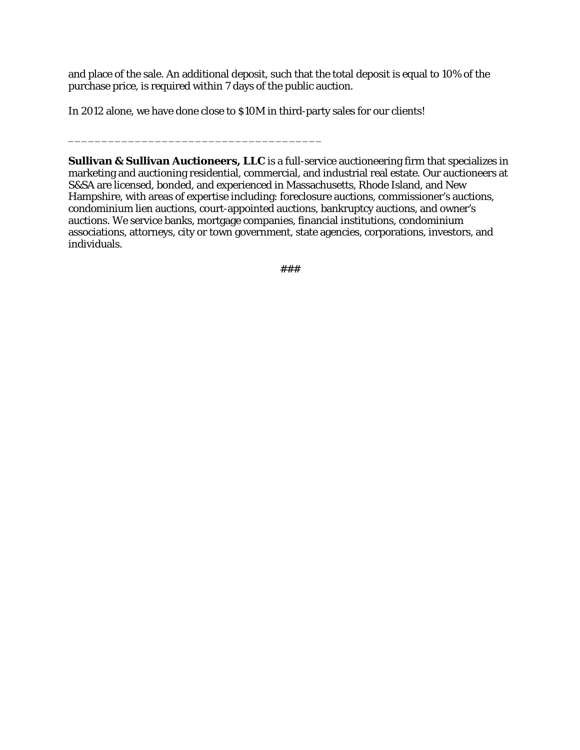and place of the sale. An additional deposit, such that the total deposit is equal to 10% of the purchase price, is required within 7 days of the public auction.

In 2012 alone, we have done close to $10M in third-party sales for our clients!

_____________________________________

**Sullivan & Sullivan Auctioneers, LLC** is a full-service auctioneering firm that specializes in marketing and auctioning residential, commercial, and industrial real estate. Our auctioneers at S&SA are licensed, bonded, and experienced in Massachusetts, Rhode Island, and New Hampshire, with areas of expertise including: foreclosure auctions, commissioner's auctions, condominium lien auctions, court-appointed auctions, bankruptcy auctions, and owner's auctions. We service banks, mortgage companies, financial institutions, condominium associations, attorneys, city or town government, state agencies, corporations, investors, and individuals.

###